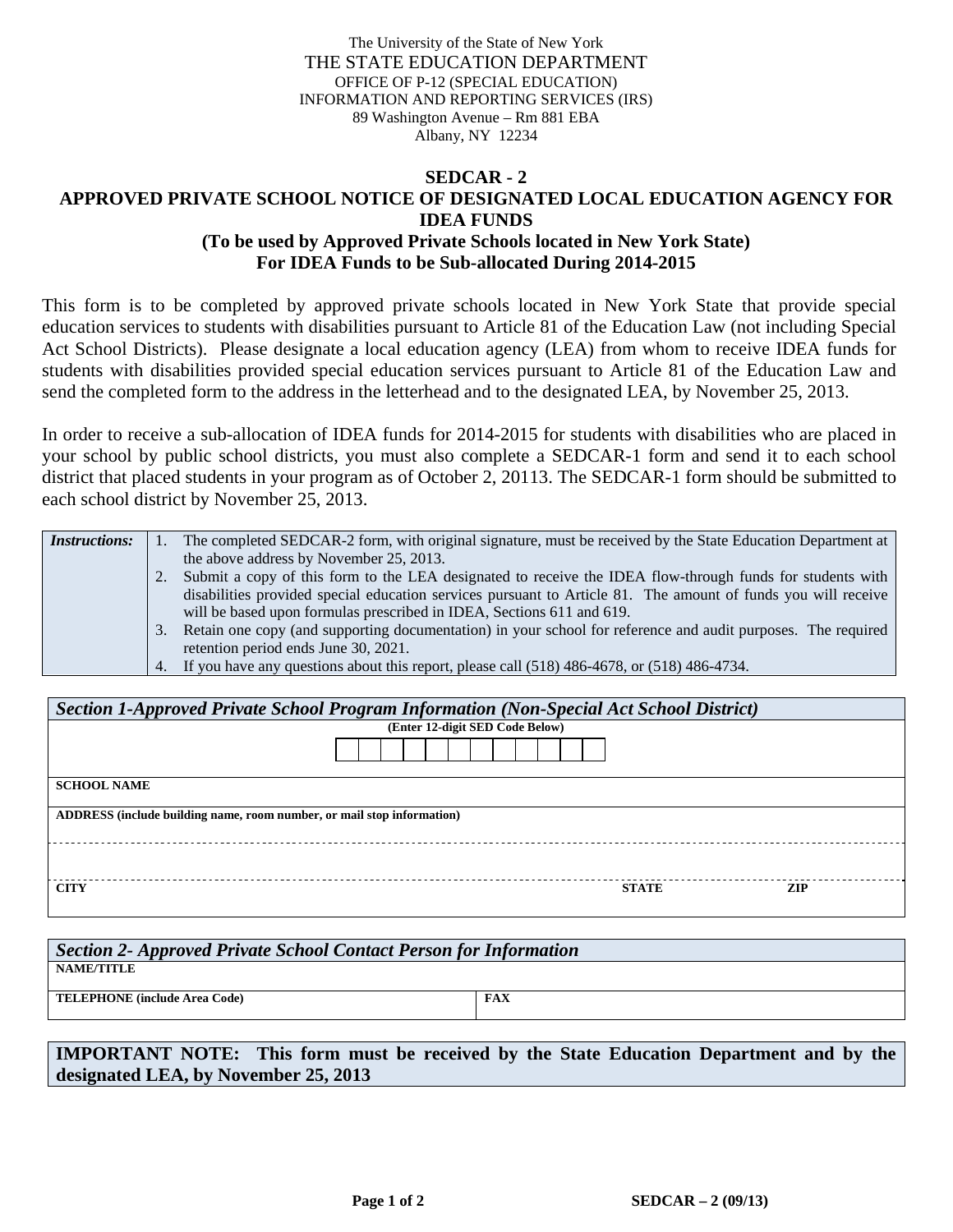The University of the State of New York
THE STATE EDUCATION DEPARTMENT
OFFICE OF P-12 (SPECIAL EDUCATION)
INFORMATION AND REPORTING SERVICES (IRS)
89 Washington Avenue – Rm 881 EBA
Albany, NY 12234

# SEDCAR - 2
# APPROVED PRIVATE SCHOOL NOTICE OF DESIGNATED LOCAL EDUCATION AGENCY FOR IDEA FUNDS
## (To be used by Approved Private Schools located in New York State)
## For IDEA Funds to be Sub-allocated During 2014-2015

This form is to be completed by approved private schools located in New York State that provide special education services to students with disabilities pursuant to Article 81 of the Education Law (not including Special Act School Districts). Please designate a local education agency (LEA) from whom to receive IDEA funds for students with disabilities provided special education services pursuant to Article 81 of the Education Law and send the completed form to the address in the letterhead and to the designated LEA, by November 25, 2013.

In order to receive a sub-allocation of IDEA funds for 2014-2015 for students with disabilities who are placed in your school by public school districts, you must also complete a SEDCAR-1 form and send it to each school district that placed students in your program as of October 2, 20113. The SEDCAR-1 form should be submitted to each school district by November 25, 2013.

| ***Instructions:*** | 1. The completed SEDCAR-2 form, with original signature, must be received by the State Education Department at the above address by November 25, 2013.<br>2. Submit a copy of this form to the LEA designated to receive the IDEA flow-through funds for students with disabilities provided special education services pursuant to Article 81. The amount of funds you will receive will be based upon formulas prescribed in IDEA, Sections 611 and 619.<br>3. Retain one copy (and supporting documentation) in your school for reference and audit purposes. The required retention period ends June 30, 2021.<br>4. If you have any questions about this report, please call (518) 486-4678, or (518) 486-4734. |
|---|---|

| ***Section 1-Approved Private School Program Information (Non-Special Act School District)*** | | |
|---|---|---|
| **(Enter 12-digit SED Code Below)** | | |
| **SCHOOL NAME** | | |
| **ADDRESS (include building name, room number, or mail stop information)** | | |
| | | |
| **CITY** | **STATE** | **ZIP** |

| ***Section 2- Approved Private School Contact Person for Information*** | |
|---|---|
| **NAME/TITLE** | |
| **TELEPHONE (include Area Code)** | **FAX** |

**IMPORTANT NOTE: This form must be received by the State Education Department and by the designated LEA, by November 25, 2013**

SEDCAR – 2 (09/13)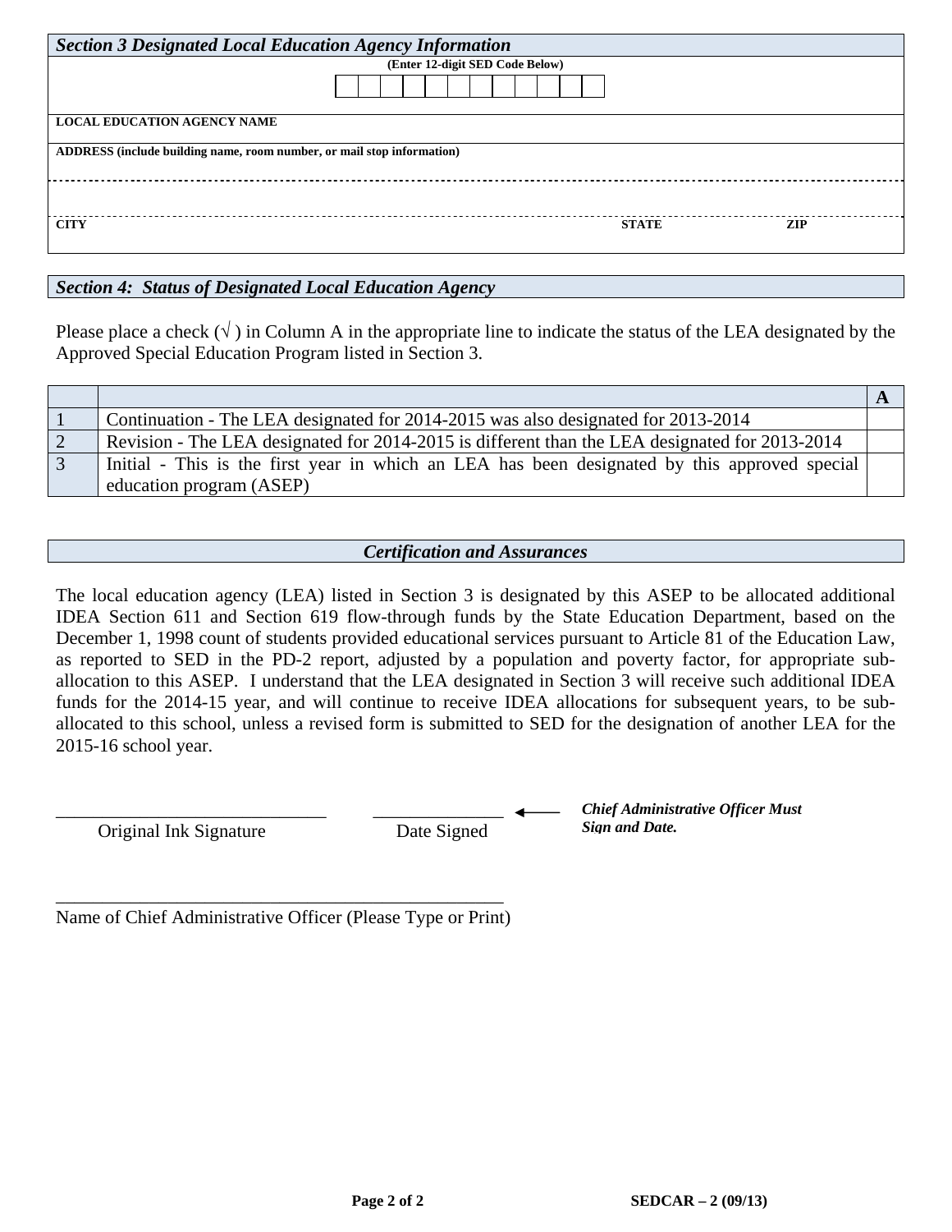## *Section 3 Designated Local Education Agency Information*

**(Enter 12-digit SED Code Below)**

| | | | | | | | | | | | |
|---|---|---|---|---|---|---|---|---|---|---|---|
| | | | | | | | | | | | |

**LOCAL EDUCATION AGENCY NAME**

**ADDRESS (include building name, room number, or mail stop information)**

**CITY** **STATE** **ZIP**

## *Section 4: Status of Designated Local Education Agency*

Please place a check (√ ) in Column A in the appropriate line to indicate the status of the LEA designated by the Approved Special Education Program listed in Section 3.

| | | A |
|---|---|---|
| 1 | Continuation - The LEA designated for 2014-2015 was also designated for 2013-2014 | |
| 2 | Revision - The LEA designated for 2014-2015 is different than the LEA designated for 2013-2014 | |
| 3 | Initial - This is the first year in which an LEA has been designated by this approved special education program (ASEP) | |

## *Certification and Assurances*

The local education agency (LEA) listed in Section 3 is designated by this ASEP to be allocated additional IDEA Section 611 and Section 619 flow-through funds by the State Education Department, based on the December 1, 1998 count of students provided educational services pursuant to Article 81 of the Education Law, as reported to SED in the PD-2 report, adjusted by a population and poverty factor, for appropriate sub-allocation to this ASEP. I understand that the LEA designated in Section 3 will receive such additional IDEA funds for the 2014-15 year, and will continue to receive IDEA allocations for subsequent years, to be sub-allocated to this school, unless a revised form is submitted to SED for the designation of another LEA for the 2015-16 school year.

______________________________ ______________ ← ***Chief Administrative Officer Must Sign and Date.***

Original Ink Signature Date Signed

_________________________________________________

Name of Chief Administrative Officer (Please Type or Print)

SEDCAR – 2 (09/13)